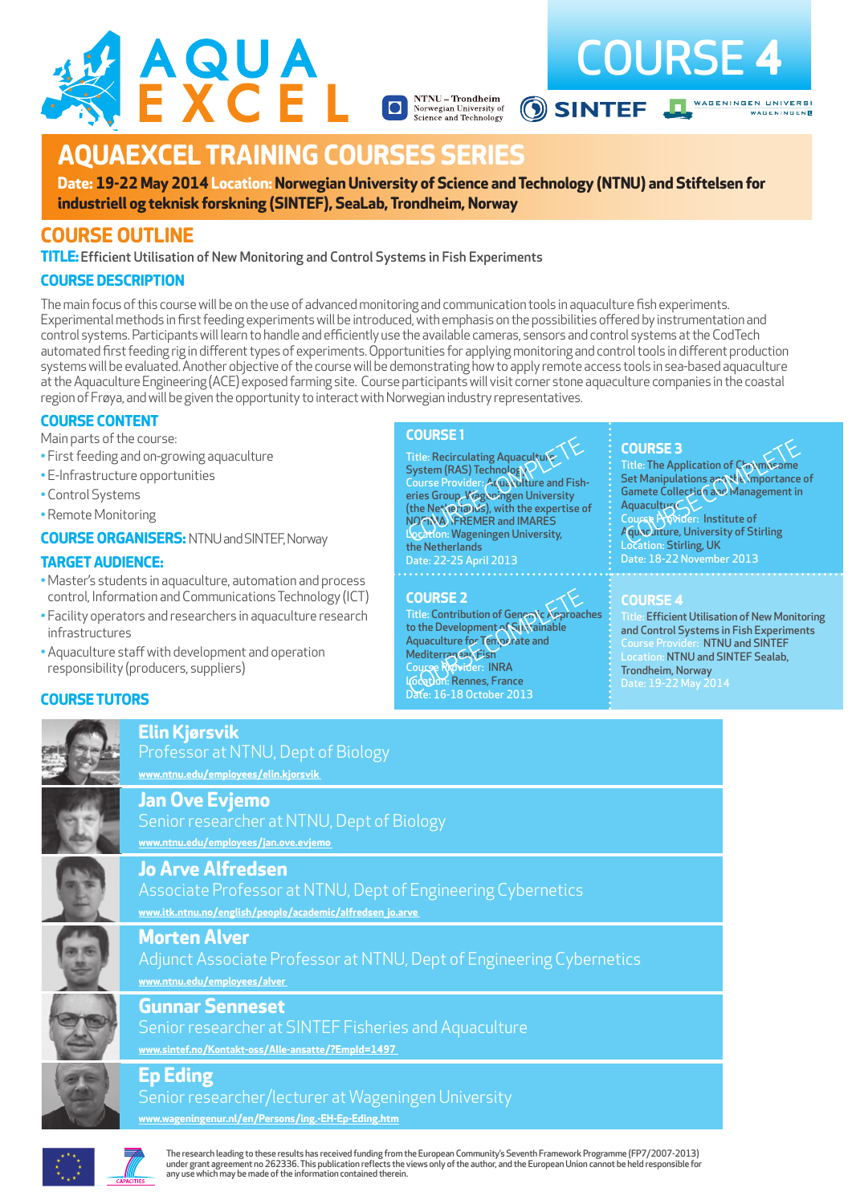# AQUA EXCEL

# COURSE 4

NTNU – Trondheim Norwegian University of Science and Technology | SINTEF | WAGENINGEN UNIVERSITY

## AQUAEXCEL TRAINING COURSES SERIES

**Date:** 19-22 May 2014 **Location:** Norwegian University of Science and Technology (NTNU) and Stiftelsen for industriell og teknisk forskning (SINTEF), SeaLab, Trondheim, Norway

## COURSE OUTLINE

**TITLE:** Efficient Utilisation of New Monitoring and Control Systems in Fish Experiments

### COURSE DESCRIPTION

The main focus of this course will be on the use of advanced monitoring and communication tools in aquaculture fish experiments. Experimental methods in first feeding experiments will be introduced, with emphasis on the possibilities offered by instrumentation and control systems. Participants will learn to handle and efficiently use the available cameras, sensors and control systems at the CodTech automated first feeding rig in different types of experiments. Opportunities for applying monitoring and control tools in different production systems will be evaluated. Another objective of the course will be demonstrating how to apply remote access tools in sea-based aquaculture at the Aquaculture Engineering (ACE) exposed farming site. Course participants will visit corner stone aquaculture companies in the coastal region of Frøya, and will be given the opportunity to interact with Norwegian industry representatives.

### COURSE CONTENT

Main parts of the course:

- First feeding and on-growing aquaculture
- E-Infrastructure opportunities
- Control Systems
- Remote Monitoring

### COURSE ORGANISERS: NTNU and SINTEF, Norway

### TARGET AUDIENCE:

- Master's students in aquaculture, automation and process control, Information and Communications Technology (ICT)
- Facility operators and researchers in aquaculture research infrastructures
- Aquaculture staff with development and operation responsibility (producers, suppliers)

### COURSE 1 (COURSE COMPLETE)

Title: Recirculating Aquaculture System (RAS) Technology
Course Provider: Aquaculture and Fisheries Group, Wageningen University (the Netherlands), with the expertise of NOFIMA, IFREMER and IMARES
Location: Wageningen University, the Netherlands
Date: 22-25 April 2013

### COURSE 2 (COURSE COMPLETE)

Title: Contribution of Genetic Approaches to the Development of Sustainable Aquaculture for Temperate and Mediterranean Fish
Course Provider: INRA
Location: Rennes, France
Date: 16-18 October 2013

### COURSE 3 (COURSE COMPLETE)

Title: The Application of Chromosome Set Manipulations and the Importance of Gamete Collection and Management in Aquaculture
Course Provider: Institute of Aquaculture, University of Stirling
Location: Stirling, UK
Date: 18-22 November 2013

### COURSE 4

Title: Efficient Utilisation of New Monitoring and Control Systems in Fish Experiments
Course Provider: NTNU and SINTEF
Location: NTNU and SINTEF Sealab, Trondheim, Norway
Date: 19-22 May 2014

### COURSE TUTORS

**Elin Kjørsvik**
Professor at NTNU, Dept of Biology
www.ntnu.edu/employees/elin.kjorsvik

**Jan Ove Evjemo**
Senior researcher at NTNU, Dept of Biology
www.ntnu.edu/employees/jan.ove.evjemo

**Jo Arve Alfredsen**
Associate Professor at NTNU, Dept of Engineering Cybernetics
www.itk.ntnu.no/english/people/academic/alfredsen_jo.arve

**Morten Alver**
Adjunct Associate Professor at NTNU, Dept of Engineering Cybernetics
www.ntnu.edu/employees/alver

**Gunnar Senneset**
Senior researcher at SINTEF Fisheries and Aquaculture
www.sintef.no/Kontakt-oss/Alle-ansatte/?EmpId=1497

**Ep Eding**
Senior researcher/lecturer at Wageningen University
www.wageningenur.nl/en/Persons/ing.-EH-Ep-Eding.htm

The research leading to these results has received funding from the European Community's Seventh Framework Programme (FP7/2007-2013) under grant agreement no 262336. This publication reflects the views only of the author, and the European Union cannot be held responsible for any use which may be made of the information contained therein.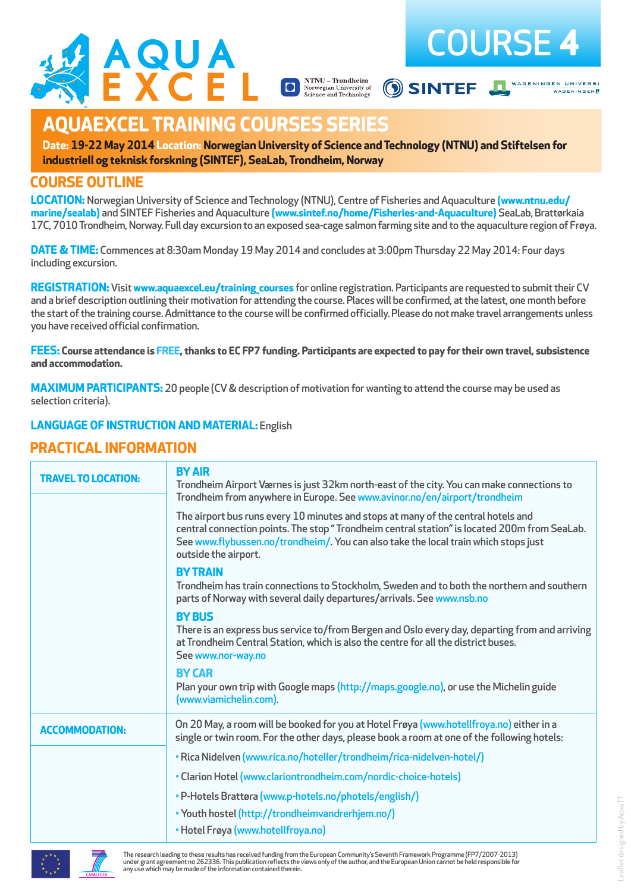# COURSE 4

AQUA EXCEL

NTNU – Trondheim Norwegian University of Science and Technology

SINTEF

WAGENINGEN UNIVERSITY WAGENINGEN UR

## AQUAEXCEL TRAINING COURSES SERIES

**Date: 19-22 May 2014 Location: Norwegian University of Science and Technology (NTNU) and Stiftelsen for industriell og teknisk forskning (SINTEF), SeaLab, Trondheim, Norway**

## COURSE OUTLINE

**LOCATION:** Norwegian University of Science and Technology (NTNU), Centre of Fisheries and Aquaculture **(www.ntnu.edu/marine/sealab)** and SINTEF Fisheries and Aquaculture **(www.sintef.no/home/Fisheries-and-Aquaculture)** SeaLab, Brattørkaia 17C, 7010 Trondheim, Norway. Full day excursion to an exposed sea-cage salmon farming site and to the aquaculture region of Frøya.

**DATE & TIME:** Commences at 8:30am Monday 19 May 2014 and concludes at 3:00pm Thursday 22 May 2014: Four days including excursion.

**REGISTRATION:** Visit **www.aquaexcel.eu/training_courses** for online registration. Participants are requested to submit their CV and a brief description outlining their motivation for attending the course. Places will be confirmed, at the latest, one month before the start of the training course. Admittance to the course will be confirmed officially. Please do not make travel arrangements unless you have received official confirmation.

**FEES: Course attendance is FREE, thanks to EC FP7 funding. Participants are expected to pay for their own travel, subsistence and accommodation.**

**MAXIMUM PARTICIPANTS:** 20 people (CV & description of motivation for wanting to attend the course may be used as selection criteria).

**LANGUAGE OF INSTRUCTION AND MATERIAL:** English

## PRACTICAL INFORMATION

| | |
|---|---|
| **TRAVEL TO LOCATION:** | **BY AIR**<br>Trondheim Airport Værnes is just 32km north-east of the city. You can make connections to Trondheim from anywhere in Europe. See www.avinor.no/en/airport/trondheim<br><br>The airport bus runs every 10 minutes and stops at many of the central hotels and central connection points. The stop "Trondheim central station" is located 200m from SeaLab. See www.flybussen.no/trondheim/. You can also take the local train which stops just outside the airport.<br><br>**BY TRAIN**<br>Trondheim has train connections to Stockholm, Sweden and to both the northern and southern parts of Norway with several daily departures/arrivals. See www.nsb.no<br><br>**BY BUS**<br>There is an express bus service to/from Bergen and Oslo every day, departing from and arriving at Trondheim Central Station, which is also the centre for all the district buses. See www.nor-way.no<br><br>**BY CAR**<br>Plan your own trip with Google maps (http://maps.google.no), or use the Michelin guide (www.viamichelin.com). |
| **ACCOMMODATION:** | On 20 May, a room will be booked for you at Hotel Frøya (www.hotellfroya.no) either in a single or twin room. For the other days, please book a room at one of the following hotels:<br><br>• Rica Nidelven (www.rica.no/hoteller/trondheim/rica-nidelven-hotel/)<br>• Clarion Hotel (www.clariontrondheim.com/nordic-choice-hotels)<br>• P-Hotels Brattøra (www.p-hotels.no/photels/english/)<br>• Youth hostel (http://trondheimvandrerhjem.no/)<br>• Hotel Frøya (www.hotellfroya.no) |

The research leading to these results has received funding from the European Community's Seventh Framework Programme (FP7/2007-2013) under grant agreement no 262336. This publication reflects the views only of the author, and the European Union cannot be held responsible for any use which may be made of the information contained therein.

Leaflet designed by Aqua TT